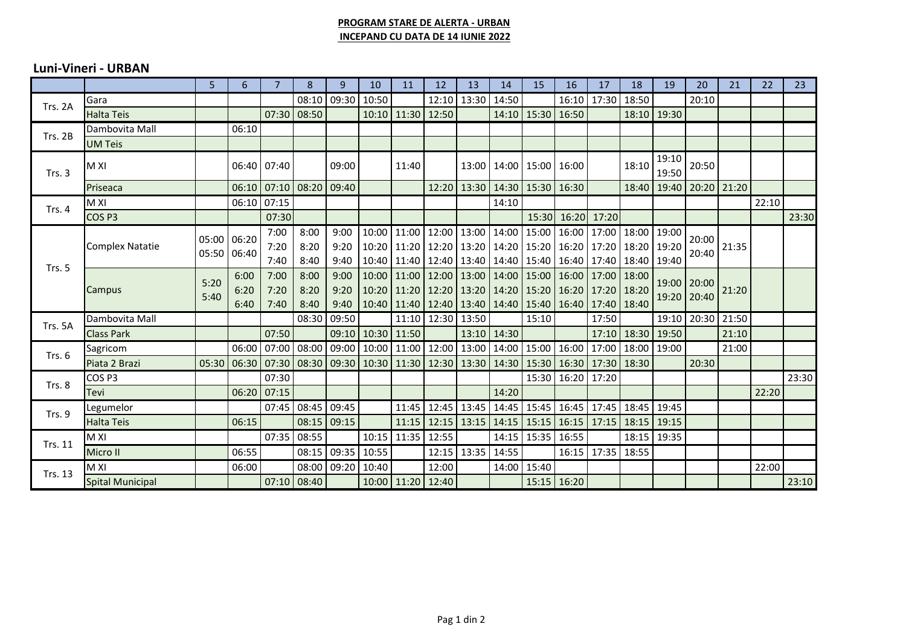**PROGRAM STARE DE ALERTA - URBAN**
**INCEPAND CU DATA DE 14 IUNIE 2022**

## Luni-Vineri - URBAN

| | | 5 | 6 | 7 | 8 | 9 | 10 | 11 | 12 | 13 | 14 | 15 | 16 | 17 | 18 | 19 | 20 | 21 | 22 | 23 |
|---|---|---|---|---|---|---|---|---|---|---|---|---|---|---|---|---|---|---|---|---|
| Trs. 2A | Gara | | | | 08:10 | 09:30 | 10:50 | | 12:10 | 13:30 | 14:50 | | 16:10 | 17:30 | 18:50 | | 20:10 | | | |
| | Halta Teis | | | 07:30 | 08:50 | | 10:10 | 11:30 | 12:50 | | 14:10 | 15:30 | 16:50 | | 18:10 | 19:30 | | | | |
| Trs. 2B | Dambovita Mall | | 06:10 | | | | | | | | | | | | | | | | | |
| | UM Teis | | | | | | | | | | | | | | | | | | | |
| Trs. 3 | M XI | | 06:40 | 07:40 | | 09:00 | | 11:40 | | 13:00 | 14:00 | 15:00 | 16:00 | | 18:10 | 19:10 19:50 | 20:50 | | | |
| | Priseaca | | 06:10 | 07:10 | 08:20 | 09:40 | | | 12:20 | 13:30 | 14:30 | 15:30 | 16:30 | | 18:40 | 19:40 | 20:20 | 21:20 | | |
| Trs. 4 | M XI | | 06:10 | 07:15 | | | | | | | 14:10 | | | | | | | | 22:10 | |
| | COS P3 | | | 07:30 | | | | | | | | 15:30 | 16:20 | 17:20 | | | | | | 23:30 |
| Trs. 5 | Complex Natatie | 05:00 05:50 | 06:20 06:40 | 7:00 7:20 7:40 | 8:00 8:20 8:40 | 9:00 9:20 9:40 | 10:00 10:20 10:40 | 11:00 11:20 11:40 | 12:00 12:20 12:40 | 13:00 13:20 13:40 | 14:00 14:20 14:40 | 15:00 15:20 15:40 | 16:00 16:20 16:40 | 17:00 17:20 17:40 | 18:00 18:20 18:40 | 19:00 19:20 19:40 | 20:00 20:40 | 21:35 | | |
| | Campus | 5:20 5:40 | 6:00 6:20 6:40 | 7:00 7:20 7:40 | 8:00 8:20 8:40 | 9:00 9:20 9:40 | 10:00 10:20 10:40 | 11:00 11:20 11:40 | 12:00 12:20 12:40 | 13:00 13:20 13:40 | 14:00 14:20 14:40 | 15:00 15:20 15:40 | 16:00 16:20 16:40 | 17:00 17:20 17:40 | 18:00 18:20 18:40 | 19:00 19:20 | 20:00 20:40 | 21:20 | | |
| Trs. 5A | Dambovita Mall | | | | 08:30 | 09:50 | | 11:10 | 12:30 | 13:50 | | 15:10 | | 17:50 | | 19:10 | 20:30 | 21:50 | | |
| | Class Park | | | 07:50 | | 09:10 | 10:30 | 11:50 | | 13:10 | 14:30 | | | 17:10 | 18:30 | 19:50 | | 21:10 | | |
| Trs. 6 | Sagricom | | 06:00 | 07:00 | 08:00 | 09:00 | 10:00 | 11:00 | 12:00 | 13:00 | 14:00 | 15:00 | 16:00 | 17:00 | 18:00 | 19:00 | | 21:00 | | |
| | Piata 2 Brazi | 05:30 | 06:30 | 07:30 | 08:30 | 09:30 | 10:30 | 11:30 | 12:30 | 13:30 | 14:30 | 15:30 | 16:30 | 17:30 | 18:30 | | 20:30 | | | |
| Trs. 8 | COS P3 | | | 07:30 | | | | | | | | 15:30 | 16:20 | 17:20 | | | | | | 23:30 |
| | Tevi | | 06:20 | 07:15 | | | | | | | 14:20 | | | | | | | | 22:20 | |
| Trs. 9 | Legumelor | | | 07:45 | 08:45 | 09:45 | | 11:45 | 12:45 | 13:45 | 14:45 | 15:45 | 16:45 | 17:45 | 18:45 | 19:45 | | | | |
| | Halta Teis | | 06:15 | | 08:15 | 09:15 | | 11:15 | 12:15 | 13:15 | 14:15 | 15:15 | 16:15 | 17:15 | 18:15 | 19:15 | | | | |
| Trs. 11 | M XI | | | 07:35 | 08:55 | | 10:15 | 11:35 | 12:55 | | 14:15 | 15:35 | 16:55 | | 18:15 | 19:35 | | | | |
| | Micro II | | 06:55 | | 08:15 | 09:35 | 10:55 | | 12:15 | 13:35 | 14:55 | | 16:15 | 17:35 | 18:55 | | | | | |
| Trs. 13 | M XI | | 06:00 | | 08:00 | 09:20 | 10:40 | | 12:00 | | 14:00 | 15:40 | | | | | | | 22:00 | |
| | Spital Municipal | | | 07:10 | 08:40 | | 10:00 | 11:20 | 12:40 | | | 15:15 | 16:20 | | | | | | | 23:10 |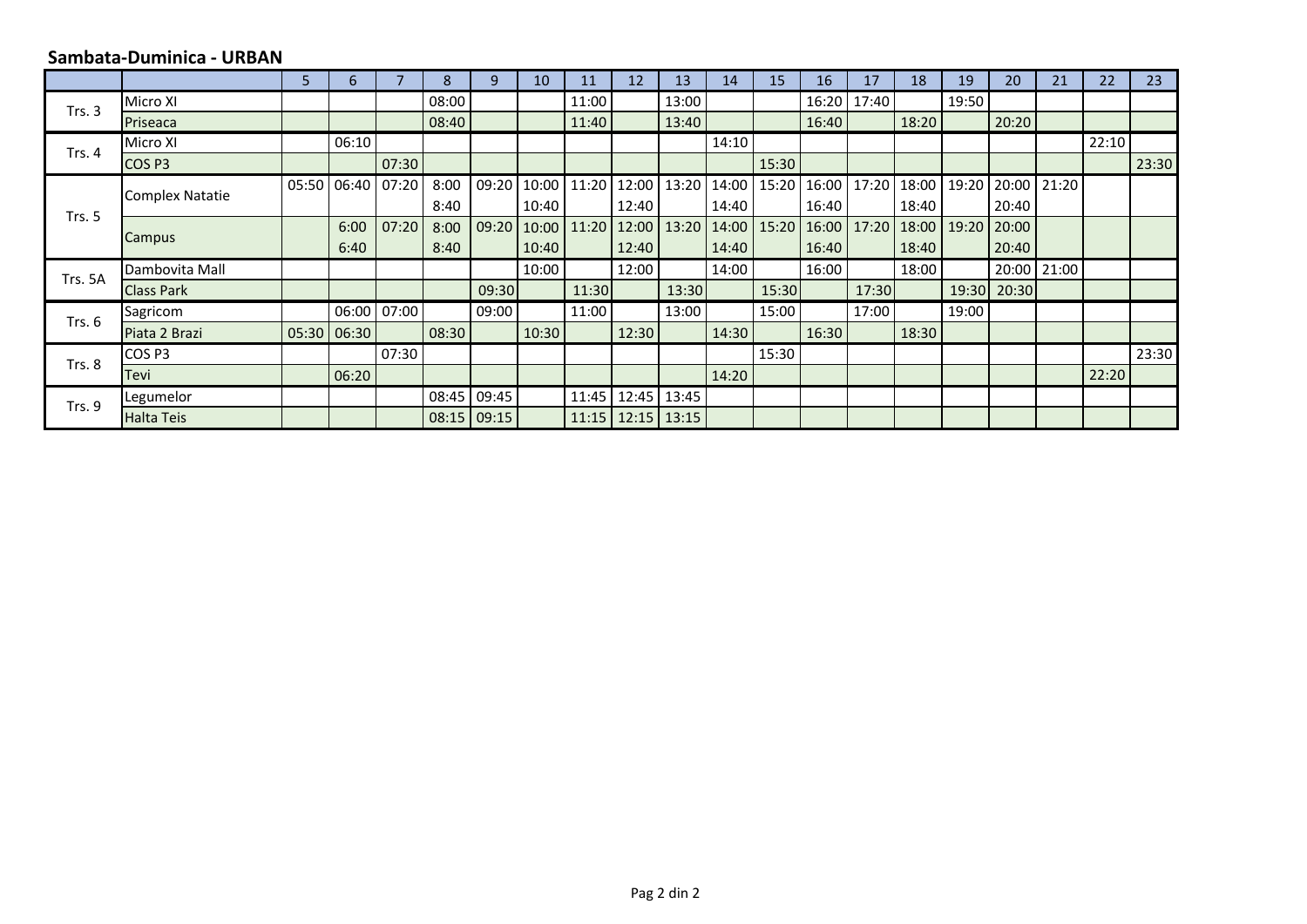## Sambata-Duminica - URBAN

| | | 5 | 6 | 7 | 8 | 9 | 10 | 11 | 12 | 13 | 14 | 15 | 16 | 17 | 18 | 19 | 20 | 21 | 22 | 23 |
|---|---|---|---|---|---|---|---|---|---|---|---|---|---|---|---|---|---|---|---|---|
| Trs. 3 | Micro XI | | | | 08:00 | | | 11:00 | | 13:00 | | | 16:20 | 17:40 | | 19:50 | | | | |
| | Priseaca | | | | 08:40 | | | 11:40 | | 13:40 | | | 16:40 | | 18:20 | | 20:20 | | | |
| Trs. 4 | Micro XI | | 06:10 | | | | | | | | 14:10 | | | | | | | | 22:10 | |
| | COS P3 | | | 07:30 | | | | | | | | 15:30 | | | | | | | | 23:30 |
| Trs. 5 | Complex Natatie | 05:50 | 06:40 | 07:20 | 8:00<br>8:40 | 09:20 | 10:00<br>10:40 | 11:20 | 12:00<br>12:40 | 13:20 | 14:00<br>14:40 | 15:20 | 16:00<br>16:40 | 17:20 | 18:00<br>18:40 | 19:20 | 20:00<br>20:40 | 21:20 | | |
| | Campus | | 6:00<br>6:40 | 07:20 | 8:00<br>8:40 | 09:20 | 10:00<br>10:40 | 11:20 | 12:00<br>12:40 | 13:20 | 14:00<br>14:40 | 15:20 | 16:00<br>16:40 | 17:20 | 18:00<br>18:40 | 19:20 | 20:00<br>20:40 | | | |
| Trs. 5A | Dambovita Mall | | | | | | 10:00 | | 12:00 | | 14:00 | | 16:00 | | 18:00 | | 20:00 | 21:00 | | |
| | Class Park | | | | | 09:30 | | 11:30 | | 13:30 | | 15:30 | | 17:30 | | 19:30 | 20:30 | | | |
| Trs. 6 | Sagricom | | 06:00 | 07:00 | | 09:00 | | 11:00 | | 13:00 | | 15:00 | | 17:00 | | 19:00 | | | | |
| | Piata 2 Brazi | 05:30 | 06:30 | | 08:30 | | 10:30 | | 12:30 | | 14:30 | | 16:30 | | 18:30 | | | | | |
| Trs. 8 | COS P3 | | | 07:30 | | | | | | | | 15:30 | | | | | | | | 23:30 |
| | Tevi | | 06:20 | | | | | | | | 14:20 | | | | | | | | 22:20 | |
| Trs. 9 | Legumelor | | | | 08:45 | 09:45 | | 11:45 | 12:45 | 13:45 | | | | | | | | | | |
| | Halta Teis | | | | 08:15 | 09:15 | | 11:15 | 12:15 | 13:15 | | | | | | | | | | |